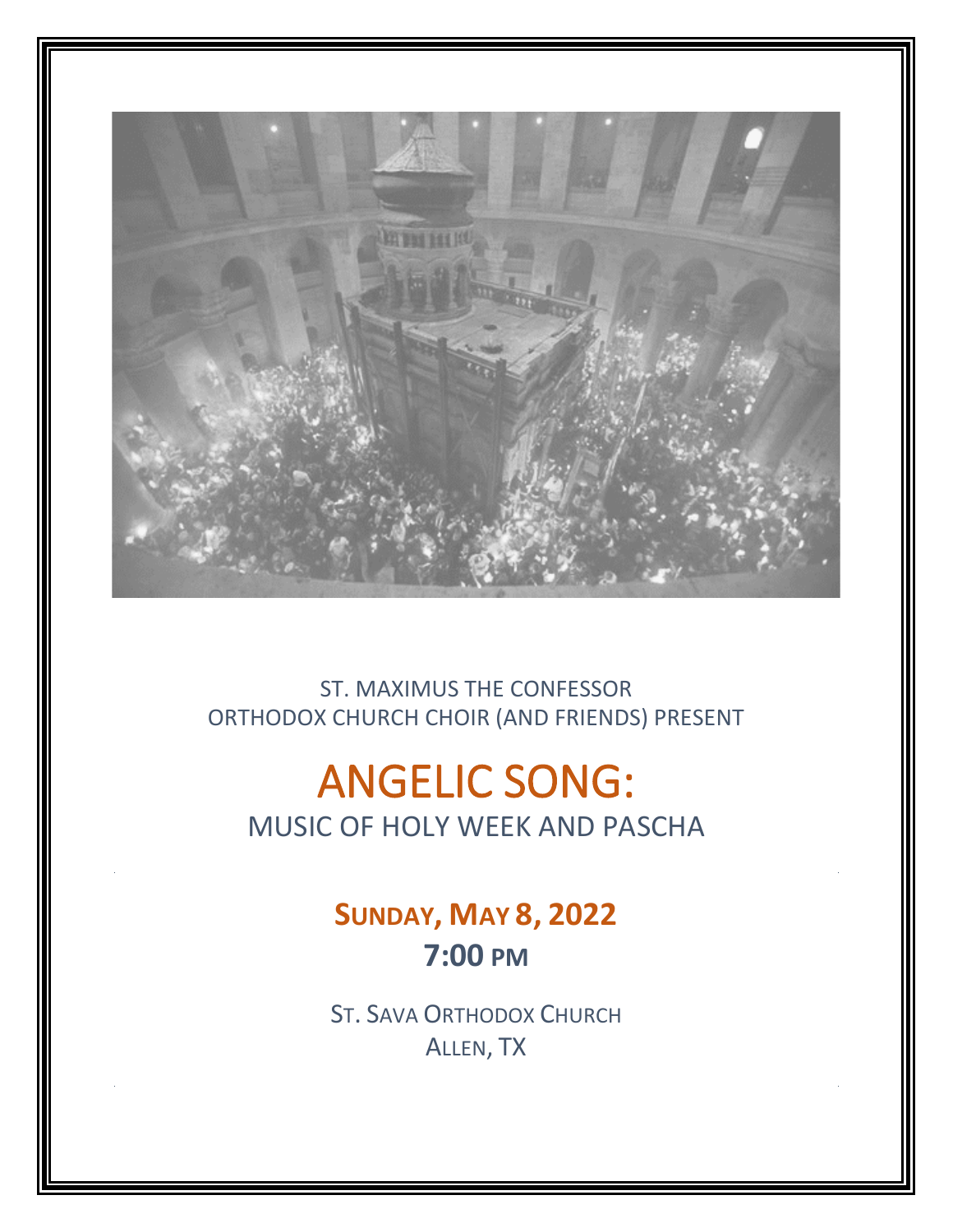ST. MAXIMUS THE CONFESSOR
ORTHODOX CHURCH CHOIR (AND FRIENDS) PRESENT

# ANGELIC SONG:

## MUSIC OF HOLY WEEK AND PASCHA

**SUNDAY, MAY 8, 2022**

**7:00 PM**

ST. SAVA ORTHODOX CHURCH
ALLEN, TX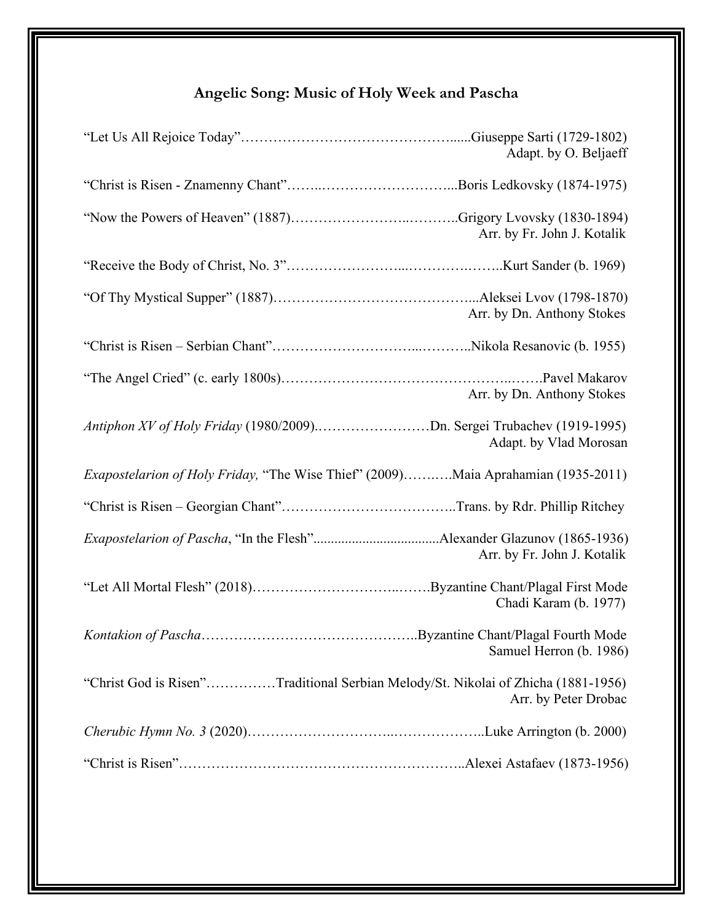## Angelic Song: Music of Holy Week and Pascha

"Let Us All Rejoice Today"……………………………………......Giuseppe Sarti (1729-1802)
Adapt. by O. Beljaeff

"Christ is Risen - Znamenny Chant"……..………………………...Boris Ledkovsky (1874-1975)

"Now the Powers of Heaven" (1887)…………………..………..Grigory Lvovsky (1830-1894)
Arr. by Fr. John J. Kotalik

"Receive the Body of Christ, No. 3"…………………...………….……..Kurt Sander (b. 1969)

"Of Thy Mystical Supper" (1887)……………………………………...Aleksei Lvov (1798-1870)
Arr. by Dn. Anthony Stokes

"Christ is Risen – Serbian Chant"…………………………...………..Nikola Resanovic (b. 1955)

"The Angel Cried" (c. early 1800s)……………………………………...…….Pavel Makarov
Arr. by Dn. Anthony Stokes

*Antiphon XV of Holy Friday* (1980/2009).……………………Dn. Sergei Trubachev (1919-1995)
Adapt. by Vlad Morosan

*Exapostelarion of Holy Friday,* "The Wise Thief" (2009)……….Maia Aprahamian (1935-2011)

"Christ is Risen – Georgian Chant"………………………………..Trans. by Rdr. Phillip Ritchey

*Exapostelarion of Pascha*, "In the Flesh"...................................Alexander Glazunov (1865-1936)
Arr. by Fr. John J. Kotalik

"Let All Mortal Flesh" (2018)…………………………..…….Byzantine Chant/Plagal First Mode
Chadi Karam (b. 1977)

*Kontakion of Pascha*………………………………………..Byzantine Chant/Plagal Fourth Mode
Samuel Herron (b. 1986)

"Christ God is Risen"……………Traditional Serbian Melody/St. Nikolai of Zhicha (1881-1956)
Arr. by Peter Drobac

*Cherubic Hymn No. 3* (2020)…………………………..………………..Luke Arrington (b. 2000)

"Christ is Risen"……………………………………………………..Alexei Astafaev (1873-1956)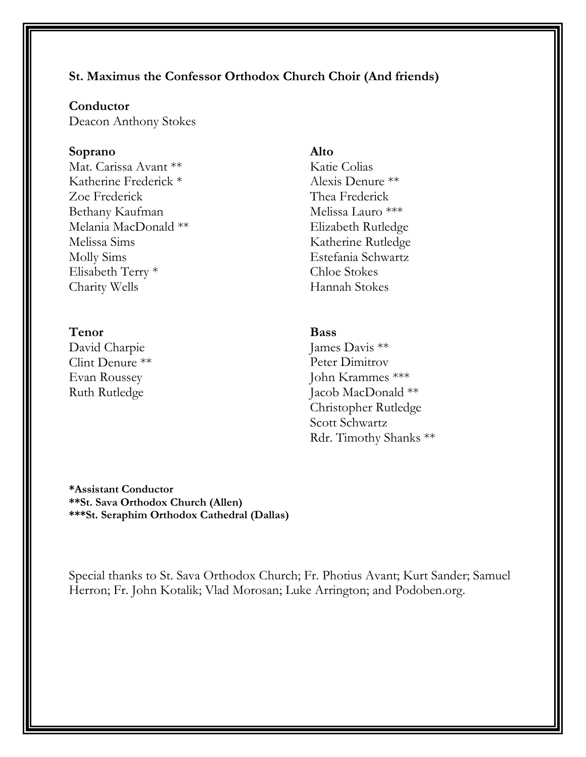**St. Maximus the Confessor Orthodox Church Choir (And friends)**

**Conductor**
Deacon Anthony Stokes

**Soprano**
Mat. Carissa Avant **
Katherine Frederick *
Zoe Frederick
Bethany Kaufman
Melania MacDonald **
Melissa Sims
Molly Sims
Elisabeth Terry *
Charity Wells

**Alto**
Katie Colias
Alexis Denure **
Thea Frederick
Melissa Lauro ***
Elizabeth Rutledge
Katherine Rutledge
Estefania Schwartz
Chloe Stokes
Hannah Stokes

**Tenor**
David Charpie
Clint Denure **
Evan Roussey
Ruth Rutledge

**Bass**
James Davis **
Peter Dimitrov
John Krammes ***
Jacob MacDonald **
Christopher Rutledge
Scott Schwartz
Rdr. Timothy Shanks **

***Assistant Conductor**
****St. Sava Orthodox Church (Allen)**
*****St. Seraphim Orthodox Cathedral (Dallas)**

Special thanks to St. Sava Orthodox Church; Fr. Photius Avant; Kurt Sander; Samuel Herron; Fr. John Kotalik; Vlad Morosan; Luke Arrington; and Podoben.org.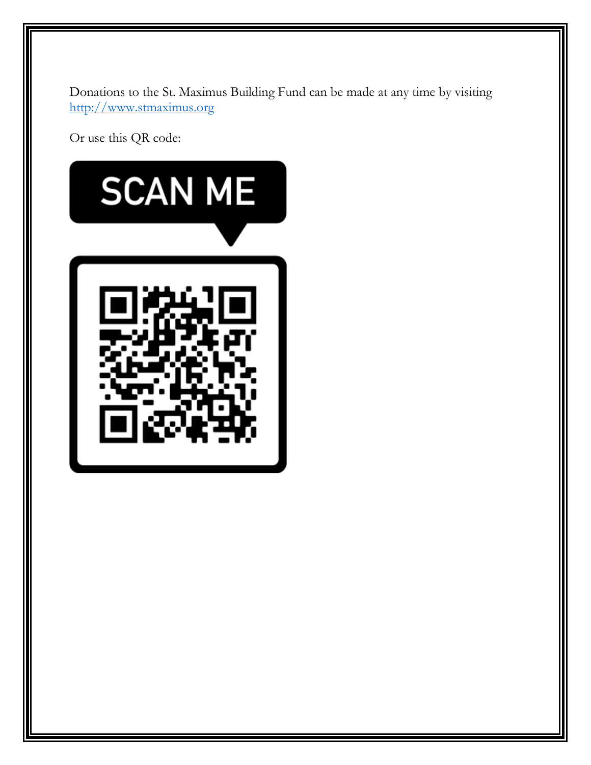Donations to the St. Maximus Building Fund can be made at any time by visiting [http://www.stmaximus.org](http://www.stmaximus.org)

Or use this QR code:

SCAN ME